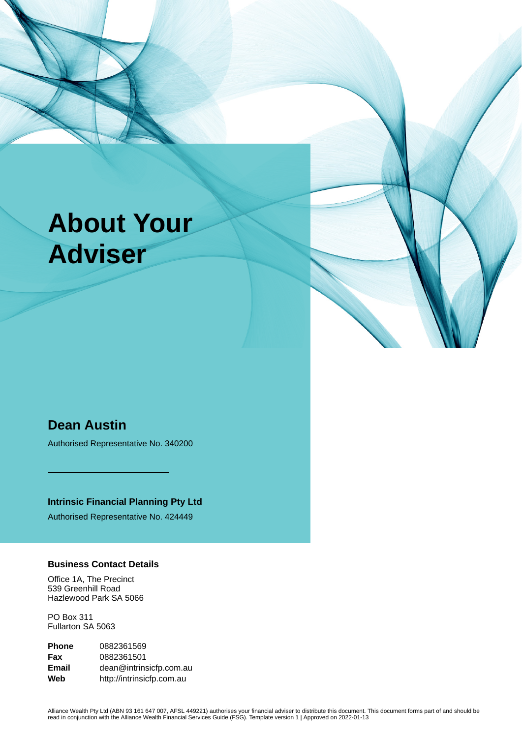# About Your Adviser

## Dean Austin

Authorised Representative No. 340200

**Intrinsic Financial Planning Pty Ltd**

Authorised Representative No. 424449

### Business Contact Details

Office 1A, The Precinct
539 Greenhill Road
Hazlewood Park SA 5066

PO Box 311
Fullarton SA 5063

| | |
|---|---|
| **Phone** | 0882361569 |
| **Fax** | 0882361501 |
| **Email** | dean@intrinsicfp.com.au |
| **Web** | http://intrinsicfp.com.au |

Alliance Wealth Pty Ltd (ABN 93 161 647 007, AFSL 449221) authorises your financial adviser to distribute this document. This document forms part of and should be read in conjunction with the Alliance Wealth Financial Services Guide (FSG). Template version 1 | Approved on 2022-01-13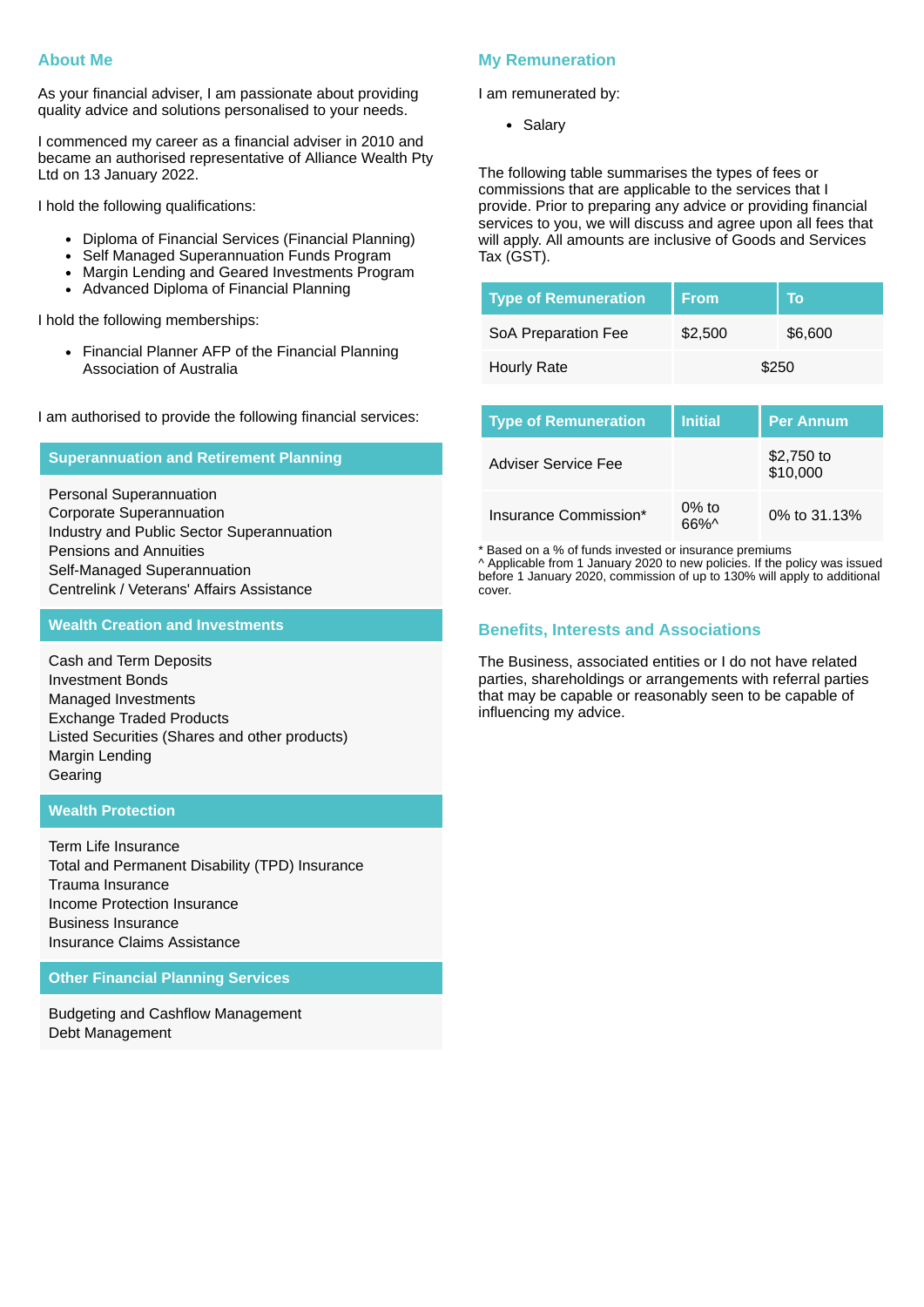## About Me

As your financial adviser, I am passionate about providing quality advice and solutions personalised to your needs.

I commenced my career as a financial adviser in 2010 and became an authorised representative of Alliance Wealth Pty Ltd on 13 January 2022.

I hold the following qualifications:

- Diploma of Financial Services (Financial Planning)
- Self Managed Superannuation Funds Program
- Margin Lending and Geared Investments Program
- Advanced Diploma of Financial Planning

I hold the following memberships:

- Financial Planner AFP of the Financial Planning Association of Australia

I am authorised to provide the following financial services:

| Superannuation and Retirement Planning |
|---|
| Personal Superannuation<br>Corporate Superannuation<br>Industry and Public Sector Superannuation<br>Pensions and Annuities<br>Self-Managed Superannuation<br>Centrelink / Veterans' Affairs Assistance |

| Wealth Creation and Investments |
|---|
| Cash and Term Deposits<br>Investment Bonds<br>Managed Investments<br>Exchange Traded Products<br>Listed Securities (Shares and other products)<br>Margin Lending<br>Gearing |

| Wealth Protection |
|---|
| Term Life Insurance<br>Total and Permanent Disability (TPD) Insurance<br>Trauma Insurance<br>Income Protection Insurance<br>Business Insurance<br>Insurance Claims Assistance |

| Other Financial Planning Services |
|---|
| Budgeting and Cashflow Management<br>Debt Management |

## My Remuneration

I am remunerated by:

- Salary

The following table summarises the types of fees or commissions that are applicable to the services that I provide. Prior to preparing any advice or providing financial services to you, we will discuss and agree upon all fees that will apply. All amounts are inclusive of Goods and Services Tax (GST).

| Type of Remuneration | From | To |
|---|---|---|
| SoA Preparation Fee | $2,500 | $6,600 |
| Hourly Rate | $250 | |

| Type of Remuneration | Initial | Per Annum |
|---|---|---|
| Adviser Service Fee | | $2,750 to $10,000 |
| Insurance Commission* | 0% to 66%^ | 0% to 31.13% |

* Based on a % of funds invested or insurance premiums
^ Applicable from 1 January 2020 to new policies. If the policy was issued before 1 January 2020, commission of up to 130% will apply to additional cover.

## Benefits, Interests and Associations

The Business, associated entities or I do not have related parties, shareholdings or arrangements with referral parties that may be capable or reasonably seen to be capable of influencing my advice.